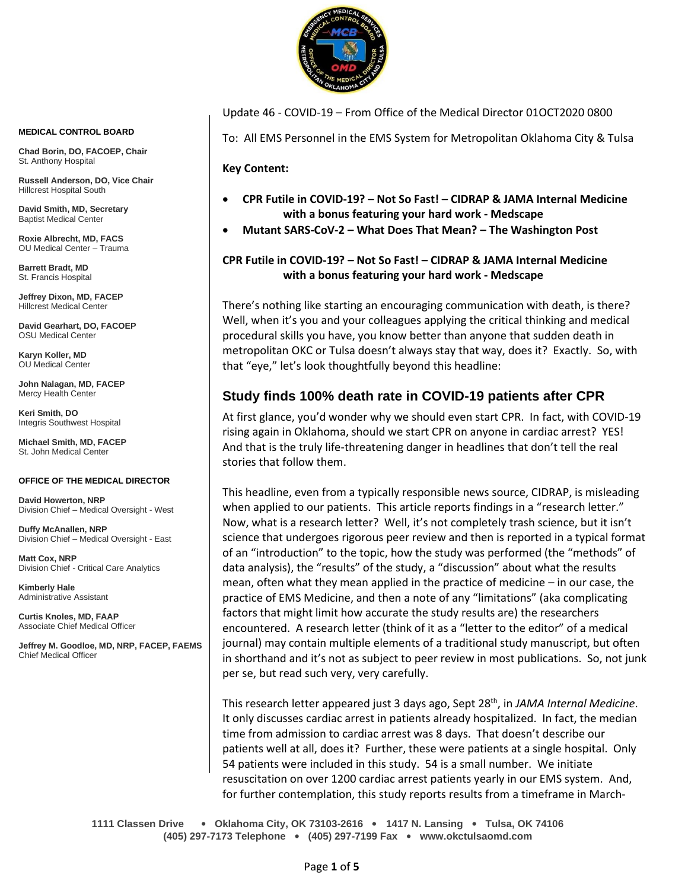**MEDICAL CONTROL BOARD**

**Chad Borin, DO, FACOEP, Chair**
St. Anthony Hospital

**Russell Anderson, DO, Vice Chair**
Hillcrest Hospital South

**David Smith, MD, Secretary**
Baptist Medical Center

**Roxie Albrecht, MD, FACS**
OU Medical Center – Trauma

**Barrett Bradt, MD**
St. Francis Hospital

**Jeffrey Dixon, MD, FACEP**
Hillcrest Medical Center

**David Gearhart, DO, FACOEP**
OSU Medical Center

**Karyn Koller, MD**
OU Medical Center

**John Nalagan, MD, FACEP**
Mercy Health Center

**Keri Smith, DO**
Integris Southwest Hospital

**Michael Smith, MD, FACEP**
St. John Medical Center

**OFFICE OF THE MEDICAL DIRECTOR**

**David Howerton, NRP**
Division Chief – Medical Oversight - West

**Duffy McAnallen, NRP**
Division Chief – Medical Oversight - East

**Matt Cox, NRP**
Division Chief - Critical Care Analytics

**Kimberly Hale**
Administrative Assistant

**Curtis Knoles, MD, FAAP**
Associate Chief Medical Officer

**Jeffrey M. Goodloe, MD, NRP, FACEP, FAEMS**
Chief Medical Officer

Update 46 - COVID-19 – From Office of the Medical Director 01OCT2020 0800

To: All EMS Personnel in the EMS System for Metropolitan Oklahoma City & Tulsa

**Key Content:**

- **CPR Futile in COVID-19? – Not So Fast! – CIDRAP & JAMA Internal Medicine with a bonus featuring your hard work - Medscape**
- **Mutant SARS-CoV-2 – What Does That Mean? – The Washington Post**

**CPR Futile in COVID-19? – Not So Fast! – CIDRAP & JAMA Internal Medicine with a bonus featuring your hard work - Medscape**

There's nothing like starting an encouraging communication with death, is there? Well, when it's you and your colleagues applying the critical thinking and medical procedural skills you have, you know better than anyone that sudden death in metropolitan OKC or Tulsa doesn't always stay that way, does it? Exactly. So, with that "eye," let's look thoughtfully beyond this headline:

## Study finds 100% death rate in COVID-19 patients after CPR

At first glance, you'd wonder why we should even start CPR. In fact, with COVID-19 rising again in Oklahoma, should we start CPR on anyone in cardiac arrest? YES! And that is the truly life-threatening danger in headlines that don't tell the real stories that follow them.

This headline, even from a typically responsible news source, CIDRAP, is misleading when applied to our patients. This article reports findings in a "research letter." Now, what is a research letter? Well, it's not completely trash science, but it isn't science that undergoes rigorous peer review and then is reported in a typical format of an "introduction" to the topic, how the study was performed (the "methods" of data analysis), the "results" of the study, a "discussion" about what the results mean, often what they mean applied in the practice of medicine – in our case, the practice of EMS Medicine, and then a note of any "limitations" (aka complicating factors that might limit how accurate the study results are) the researchers encountered. A research letter (think of it as a "letter to the editor" of a medical journal) may contain multiple elements of a traditional study manuscript, but often in shorthand and it's not as subject to peer review in most publications. So, not junk per se, but read such very, very carefully.

This research letter appeared just 3 days ago, Sept 28th, in *JAMA Internal Medicine*. It only discusses cardiac arrest in patients already hospitalized. In fact, the median time from admission to cardiac arrest was 8 days. That doesn't describe our patients well at all, does it? Further, these were patients at a single hospital. Only 54 patients were included in this study. 54 is a small number. We initiate resuscitation on over 1200 cardiac arrest patients yearly in our EMS system. And, for further contemplation, this study reports results from a timeframe in March-

1111 Classen Drive • Oklahoma City, OK 73103-2616 • 1417 N. Lansing • Tulsa, OK 74106
(405) 297-7173 Telephone • (405) 297-7199 Fax • www.okctulsaomd.com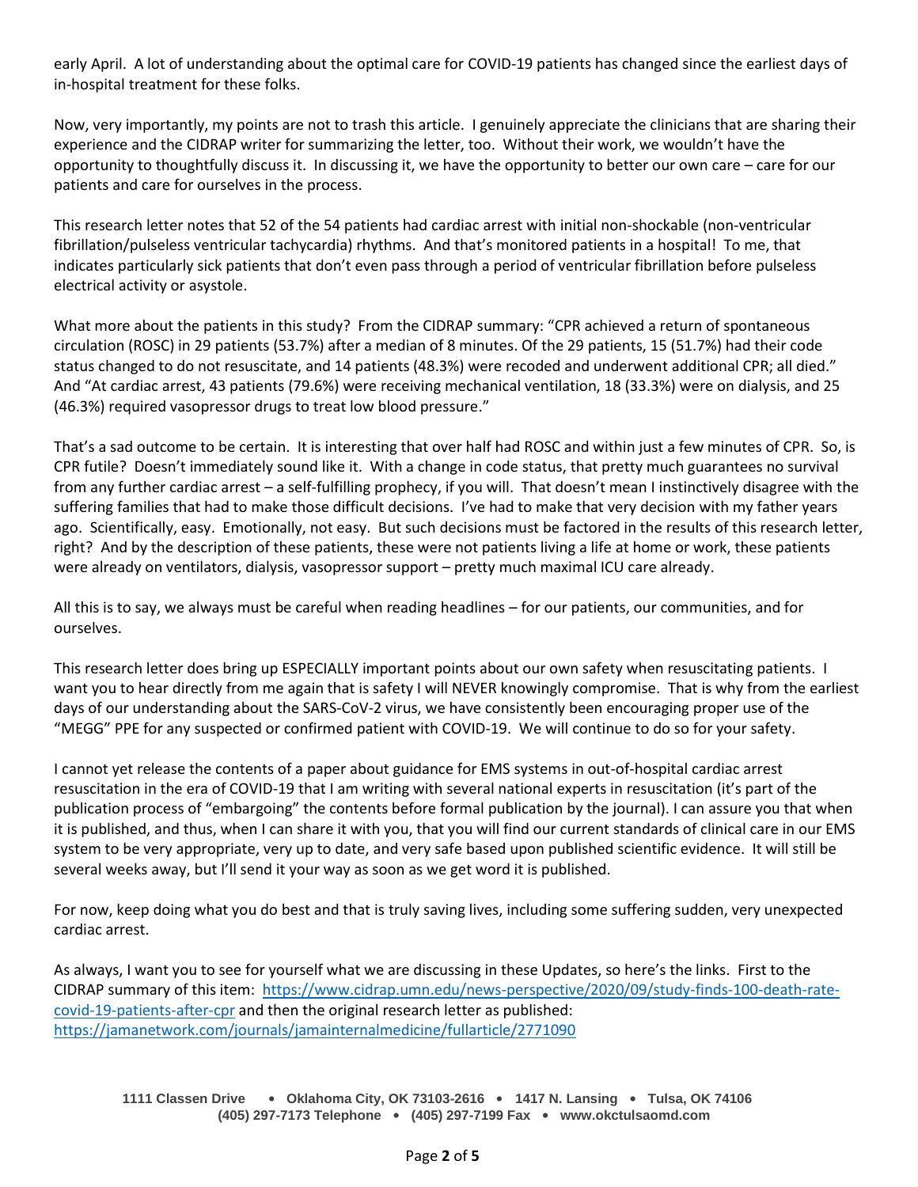early April. A lot of understanding about the optimal care for COVID-19 patients has changed since the earliest days of in-hospital treatment for these folks.

Now, very importantly, my points are not to trash this article. I genuinely appreciate the clinicians that are sharing their experience and the CIDRAP writer for summarizing the letter, too. Without their work, we wouldn't have the opportunity to thoughtfully discuss it. In discussing it, we have the opportunity to better our own care – care for our patients and care for ourselves in the process.

This research letter notes that 52 of the 54 patients had cardiac arrest with initial non-shockable (non-ventricular fibrillation/pulseless ventricular tachycardia) rhythms. And that's monitored patients in a hospital! To me, that indicates particularly sick patients that don't even pass through a period of ventricular fibrillation before pulseless electrical activity or asystole.

What more about the patients in this study? From the CIDRAP summary: "CPR achieved a return of spontaneous circulation (ROSC) in 29 patients (53.7%) after a median of 8 minutes. Of the 29 patients, 15 (51.7%) had their code status changed to do not resuscitate, and 14 patients (48.3%) were recoded and underwent additional CPR; all died." And "At cardiac arrest, 43 patients (79.6%) were receiving mechanical ventilation, 18 (33.3%) were on dialysis, and 25 (46.3%) required vasopressor drugs to treat low blood pressure."

That's a sad outcome to be certain. It is interesting that over half had ROSC and within just a few minutes of CPR. So, is CPR futile? Doesn't immediately sound like it. With a change in code status, that pretty much guarantees no survival from any further cardiac arrest – a self-fulfilling prophecy, if you will. That doesn't mean I instinctively disagree with the suffering families that had to make those difficult decisions. I've had to make that very decision with my father years ago. Scientifically, easy. Emotionally, not easy. But such decisions must be factored in the results of this research letter, right? And by the description of these patients, these were not patients living a life at home or work, these patients were already on ventilators, dialysis, vasopressor support – pretty much maximal ICU care already.

All this is to say, we always must be careful when reading headlines – for our patients, our communities, and for ourselves.

This research letter does bring up ESPECIALLY important points about our own safety when resuscitating patients. I want you to hear directly from me again that is safety I will NEVER knowingly compromise. That is why from the earliest days of our understanding about the SARS-CoV-2 virus, we have consistently been encouraging proper use of the "MEGG" PPE for any suspected or confirmed patient with COVID-19. We will continue to do so for your safety.

I cannot yet release the contents of a paper about guidance for EMS systems in out-of-hospital cardiac arrest resuscitation in the era of COVID-19 that I am writing with several national experts in resuscitation (it's part of the publication process of "embargoing" the contents before formal publication by the journal). I can assure you that when it is published, and thus, when I can share it with you, that you will find our current standards of clinical care in our EMS system to be very appropriate, very up to date, and very safe based upon published scientific evidence. It will still be several weeks away, but I'll send it your way as soon as we get word it is published.

For now, keep doing what you do best and that is truly saving lives, including some suffering sudden, very unexpected cardiac arrest.

As always, I want you to see for yourself what we are discussing in these Updates, so here's the links. First to the CIDRAP summary of this item: https://www.cidrap.umn.edu/news-perspective/2020/09/study-finds-100-death-rate-covid-19-patients-after-cpr and then the original research letter as published: https://jamanetwork.com/journals/jamainternalmedicine/fullarticle/2771090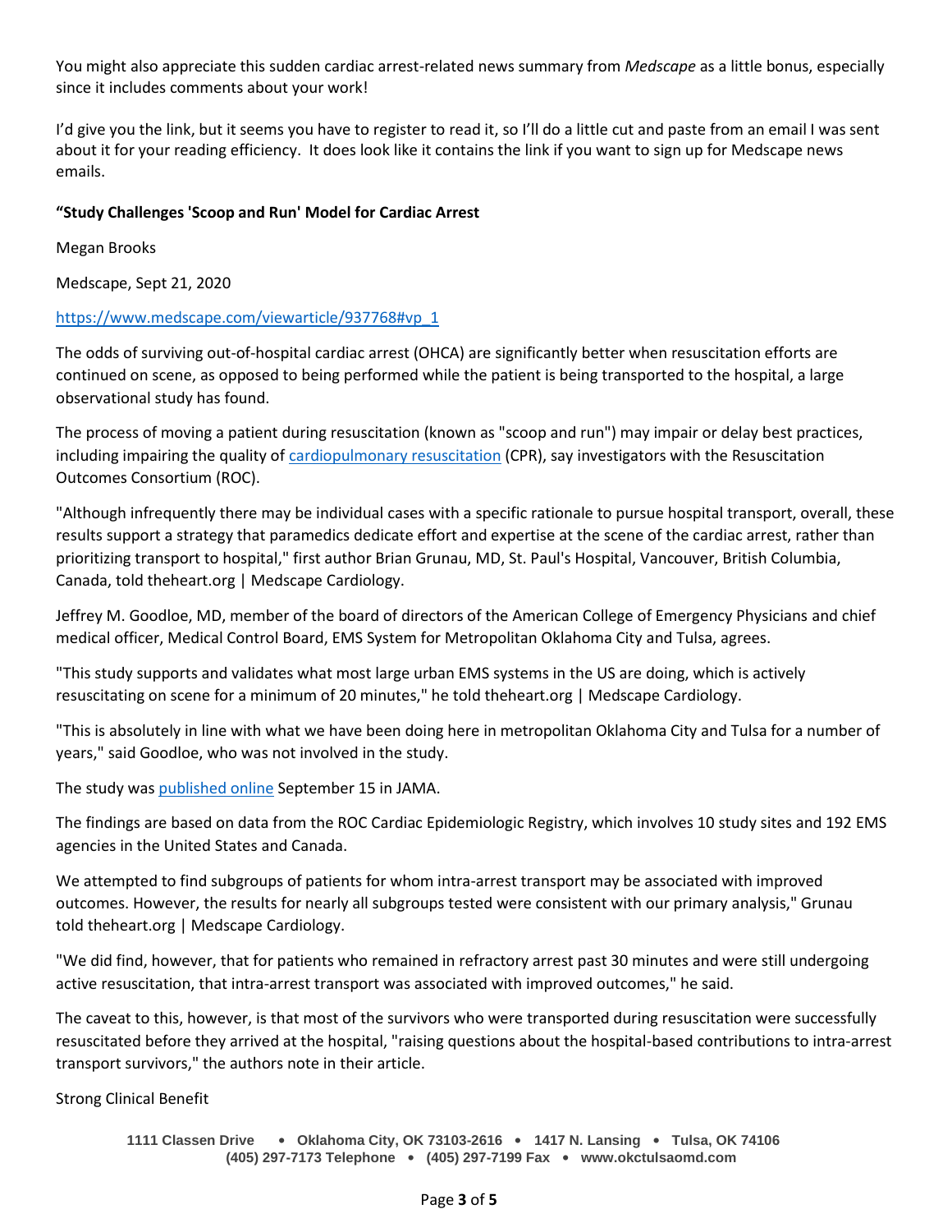You might also appreciate this sudden cardiac arrest-related news summary from *Medscape* as a little bonus, especially since it includes comments about your work!

I'd give you the link, but it seems you have to register to read it, so I'll do a little cut and paste from an email I was sent about it for your reading efficiency. It does look like it contains the link if you want to sign up for Medscape news emails.

**"Study Challenges 'Scoop and Run' Model for Cardiac Arrest**

Megan Brooks

Medscape, Sept 21, 2020

[https://www.medscape.com/viewarticle/937768#vp_1](https://www.medscape.com/viewarticle/937768#vp_1)

The odds of surviving out-of-hospital cardiac arrest (OHCA) are significantly better when resuscitation efforts are continued on scene, as opposed to being performed while the patient is being transported to the hospital, a large observational study has found.

The process of moving a patient during resuscitation (known as "scoop and run") may impair or delay best practices, including impairing the quality of [cardiopulmonary resuscitation](#) (CPR), say investigators with the Resuscitation Outcomes Consortium (ROC).

"Although infrequently there may be individual cases with a specific rationale to pursue hospital transport, overall, these results support a strategy that paramedics dedicate effort and expertise at the scene of the cardiac arrest, rather than prioritizing transport to hospital," first author Brian Grunau, MD, St. Paul's Hospital, Vancouver, British Columbia, Canada, told theheart.org | Medscape Cardiology.

Jeffrey M. Goodloe, MD, member of the board of directors of the American College of Emergency Physicians and chief medical officer, Medical Control Board, EMS System for Metropolitan Oklahoma City and Tulsa, agrees.

"This study supports and validates what most large urban EMS systems in the US are doing, which is actively resuscitating on scene for a minimum of 20 minutes," he told theheart.org | Medscape Cardiology.

"This is absolutely in line with what we have been doing here in metropolitan Oklahoma City and Tulsa for a number of years," said Goodloe, who was not involved in the study.

The study was [published online](#) September 15 in JAMA.

The findings are based on data from the ROC Cardiac Epidemiologic Registry, which involves 10 study sites and 192 EMS agencies in the United States and Canada.

We attempted to find subgroups of patients for whom intra-arrest transport may be associated with improved outcomes. However, the results for nearly all subgroups tested were consistent with our primary analysis," Grunau told theheart.org | Medscape Cardiology.

"We did find, however, that for patients who remained in refractory arrest past 30 minutes and were still undergoing active resuscitation, that intra-arrest transport was associated with improved outcomes," he said.

The caveat to this, however, is that most of the survivors who were transported during resuscitation were successfully resuscitated before they arrived at the hospital, "raising questions about the hospital-based contributions to intra-arrest transport survivors," the authors note in their article.

Strong Clinical Benefit

1111 Classen Drive • Oklahoma City, OK 73103-2616 • 1417 N. Lansing • Tulsa, OK 74106
(405) 297-7173 Telephone • (405) 297-7199 Fax • www.okctulsaomd.com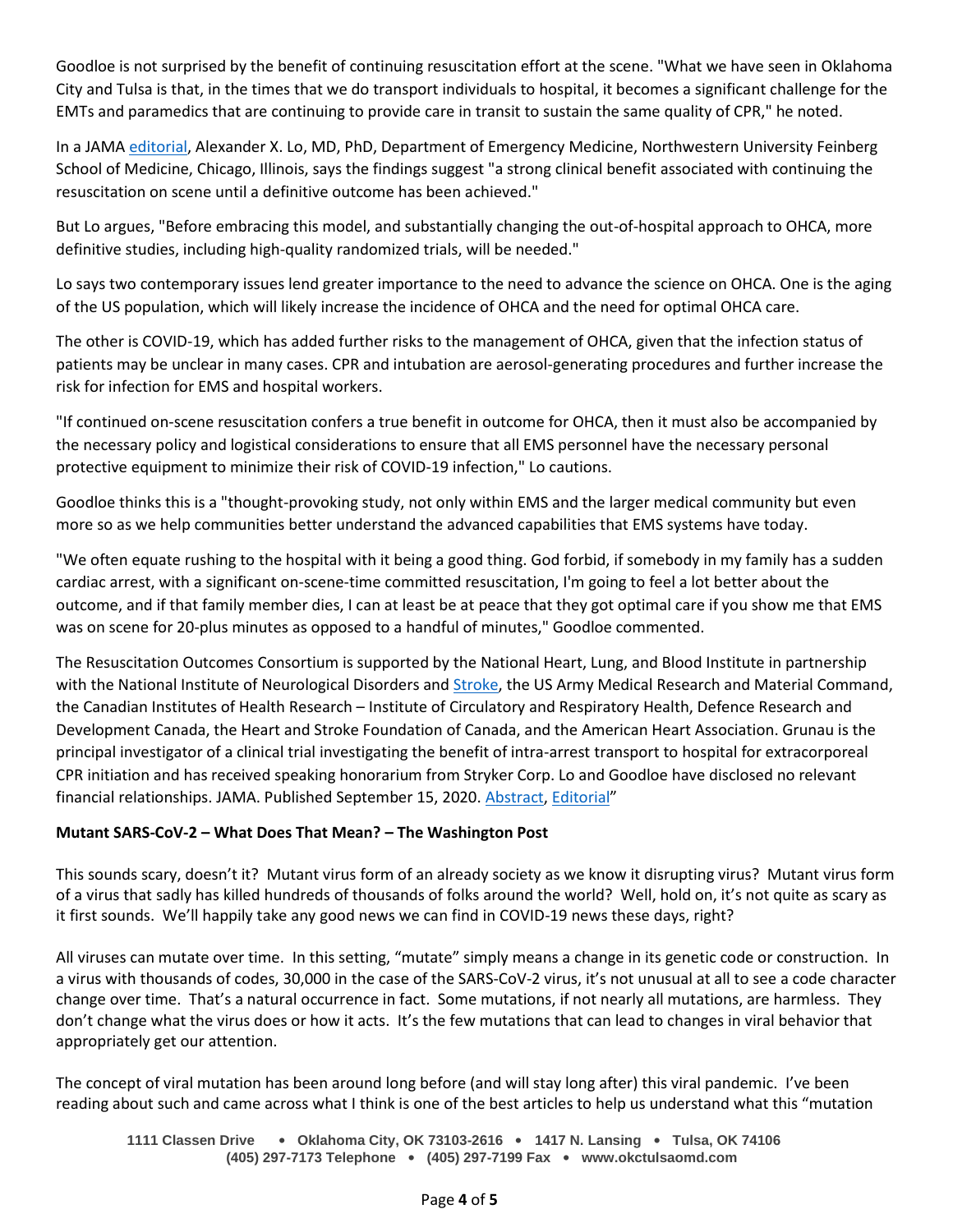Goodloe is not surprised by the benefit of continuing resuscitation effort at the scene. "What we have seen in Oklahoma City and Tulsa is that, in the times that we do transport individuals to hospital, it becomes a significant challenge for the EMTs and paramedics that are continuing to provide care in transit to sustain the same quality of CPR," he noted.

In a JAMA editorial, Alexander X. Lo, MD, PhD, Department of Emergency Medicine, Northwestern University Feinberg School of Medicine, Chicago, Illinois, says the findings suggest "a strong clinical benefit associated with continuing the resuscitation on scene until a definitive outcome has been achieved."

But Lo argues, "Before embracing this model, and substantially changing the out-of-hospital approach to OHCA, more definitive studies, including high-quality randomized trials, will be needed."

Lo says two contemporary issues lend greater importance to the need to advance the science on OHCA. One is the aging of the US population, which will likely increase the incidence of OHCA and the need for optimal OHCA care.

The other is COVID-19, which has added further risks to the management of OHCA, given that the infection status of patients may be unclear in many cases. CPR and intubation are aerosol-generating procedures and further increase the risk for infection for EMS and hospital workers.

"If continued on-scene resuscitation confers a true benefit in outcome for OHCA, then it must also be accompanied by the necessary policy and logistical considerations to ensure that all EMS personnel have the necessary personal protective equipment to minimize their risk of COVID-19 infection," Lo cautions.

Goodloe thinks this is a "thought-provoking study, not only within EMS and the larger medical community but even more so as we help communities better understand the advanced capabilities that EMS systems have today.

"We often equate rushing to the hospital with it being a good thing. God forbid, if somebody in my family has a sudden cardiac arrest, with a significant on-scene-time committed resuscitation, I'm going to feel a lot better about the outcome, and if that family member dies, I can at least be at peace that they got optimal care if you show me that EMS was on scene for 20-plus minutes as opposed to a handful of minutes," Goodloe commented.

The Resuscitation Outcomes Consortium is supported by the National Heart, Lung, and Blood Institute in partnership with the National Institute of Neurological Disorders and Stroke, the US Army Medical Research and Material Command, the Canadian Institutes of Health Research – Institute of Circulatory and Respiratory Health, Defence Research and Development Canada, the Heart and Stroke Foundation of Canada, and the American Heart Association. Grunau is the principal investigator of a clinical trial investigating the benefit of intra-arrest transport to hospital for extracorporeal CPR initiation and has received speaking honorarium from Stryker Corp. Lo and Goodloe have disclosed no relevant financial relationships. JAMA. Published September 15, 2020. Abstract, Editorial"

**Mutant SARS-CoV-2 – What Does That Mean? – The Washington Post**

This sounds scary, doesn't it? Mutant virus form of an already society as we know it disrupting virus? Mutant virus form of a virus that sadly has killed hundreds of thousands of folks around the world? Well, hold on, it's not quite as scary as it first sounds. We'll happily take any good news we can find in COVID-19 news these days, right?

All viruses can mutate over time. In this setting, "mutate" simply means a change in its genetic code or construction. In a virus with thousands of codes, 30,000 in the case of the SARS-CoV-2 virus, it's not unusual at all to see a code character change over time. That's a natural occurrence in fact. Some mutations, if not nearly all mutations, are harmless. They don't change what the virus does or how it acts. It's the few mutations that can lead to changes in viral behavior that appropriately get our attention.

The concept of viral mutation has been around long before (and will stay long after) this viral pandemic. I've been reading about such and came across what I think is one of the best articles to help us understand what this "mutation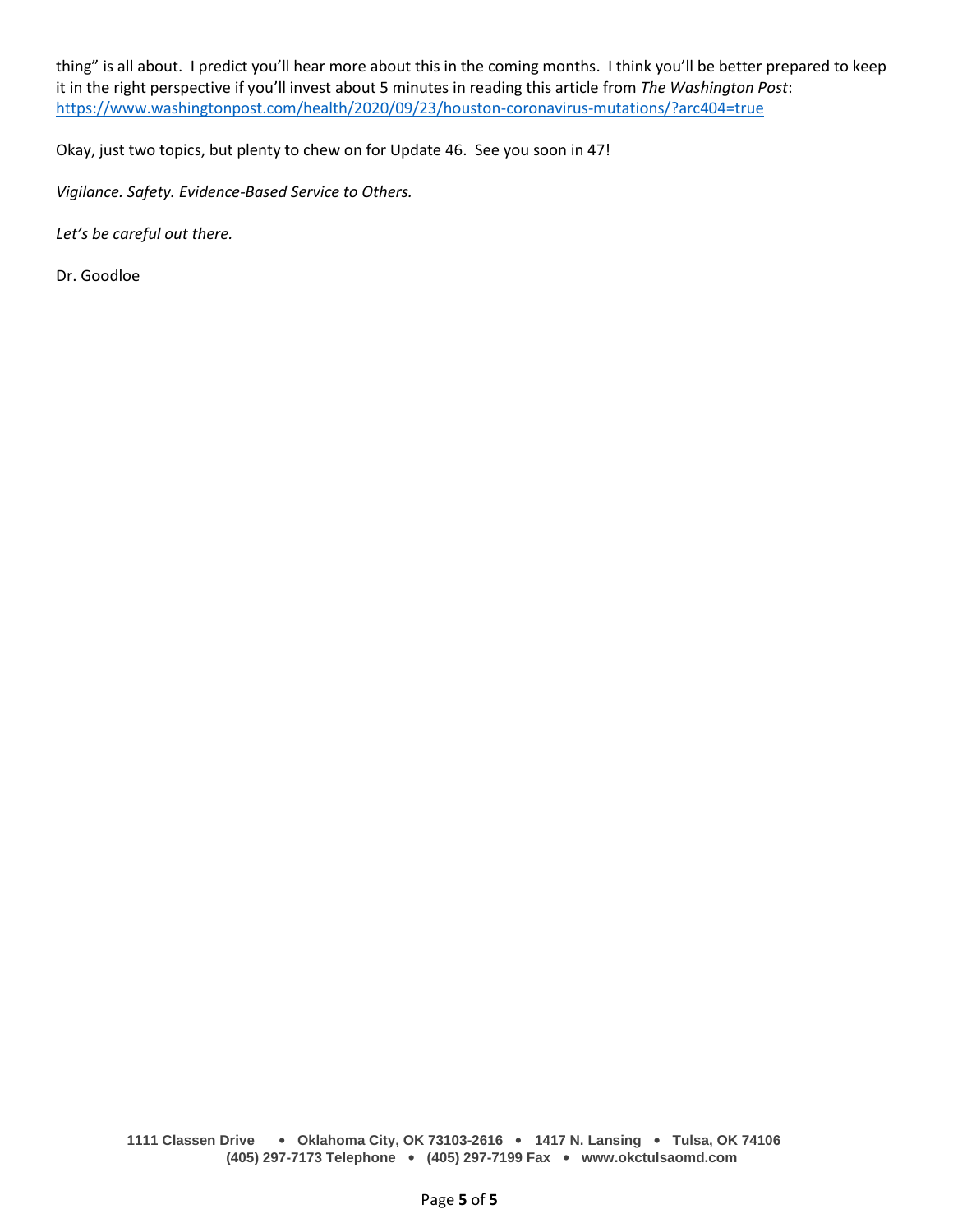thing" is all about. I predict you'll hear more about this in the coming months. I think you'll be better prepared to keep it in the right perspective if you'll invest about 5 minutes in reading this article from *The Washington Post*: https://www.washingtonpost.com/health/2020/09/23/houston-coronavirus-mutations/?arc404=true

Okay, just two topics, but plenty to chew on for Update 46. See you soon in 47!

*Vigilance. Safety. Evidence-Based Service to Others.*

*Let's be careful out there.*

Dr. Goodloe

**1111 Classen Drive • Oklahoma City, OK 73103-2616 • 1417 N. Lansing • Tulsa, OK 74106**
**(405) 297-7173 Telephone • (405) 297-7199 Fax • www.okctulsaomd.com**